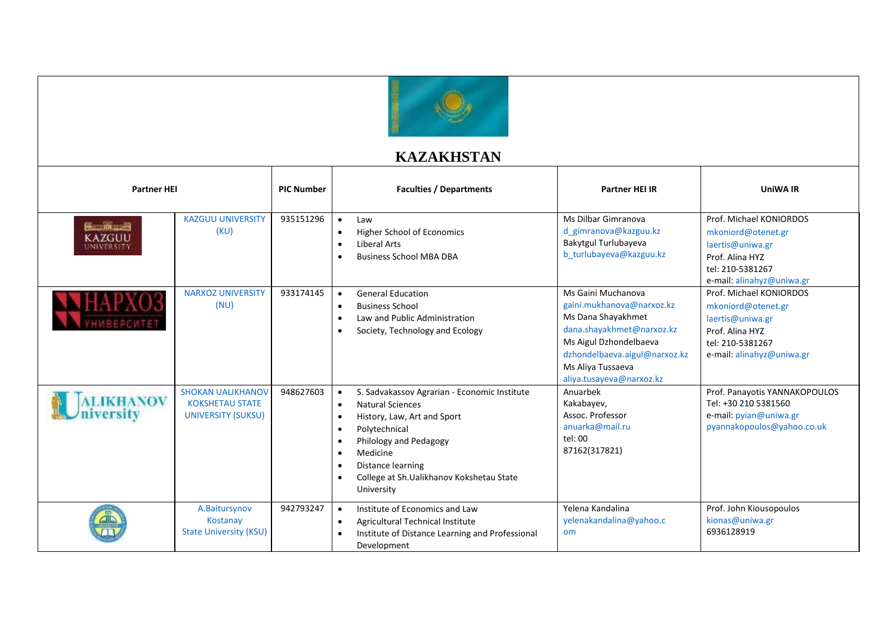# KAZAKHSTAN

| Partner HEI | | PIC Number | Faculties / Departments | Partner HEI IR | UniWA IR |
|---|---|---|---|---|---|
| | KAZGUU UNIVERSITY (KU) | 935151296 | • Law<br>• Higher School of Economics<br>• Liberal Arts<br>• Business School MBA DBA | Ms Dilbar Gimranova<br>d_gimranova@kazguu.kz<br>Bakytgul Turlubayeva<br>b_turlubayeva@kazguu.kz | Prof. Michael KONIORDOS<br>mkoniord@otenet.gr<br>laertis@uniwa.gr<br>Prof. Alina HYZ<br>tel: 210-5381267<br>e-mail: alinahyz@uniwa.gr |
| | NARXOZ UNIVERSITY (NU) | 933174145 | • General Education<br>• Business School<br>• Law and Public Administration<br>• Society, Technology and Ecology | Ms Gaini Muchanova<br>gaini.mukhanova@narxoz.kz<br>Ms Dana Shayakhmet<br>dana.shayakhmet@narxoz.kz<br>Ms Aigul Dzhondelbaeva<br>dzhondelbaeva.aigul@narxoz.kz<br>Ms Aliya Tussaeva<br>aliya.tusayeva@narxoz.kz | Prof. Michael KONIORDOS<br>mkoniord@otenet.gr<br>laertis@uniwa.gr<br>Prof. Alina HYZ<br>tel: 210-5381267<br>e-mail: alinahyz@uniwa.gr |
| | SHOKAN UALIKHANOV KOKSHETAU STATE UNIVERSITY (SUKSU) | 948627603 | • S. Sadvakassov Agrarian - Economic Institute<br>• Natural Sciences<br>• History, Law, Art and Sport<br>• Polytechnical<br>• Philology and Pedagogy<br>• Medicine<br>• Distance learning<br>• College at Sh.Ualikhanov Kokshetau State University | Anuarbek Kakabayev,<br>Assoc. Professor<br>anuarka@mail.ru<br>tel: 00 87162(317821) | Prof. Panayotis YANNAKOPOULOS<br>Tel: +30 210 5381560<br>e-mail: pyian@uniwa.gr<br>pyannakopoulos@yahoo.co.uk |
| | A.Baitursynov Kostanay State University (KSU) | 942793247 | • Institute of Economics and Law<br>• Agricultural Technical Institute<br>• Institute of Distance Learning and Professional Development | Yelena Kandalina<br>yelenakandalina@yahoo.com | Prof. John Kiousopoulos<br>kionas@uniwa.gr<br>6936128919 |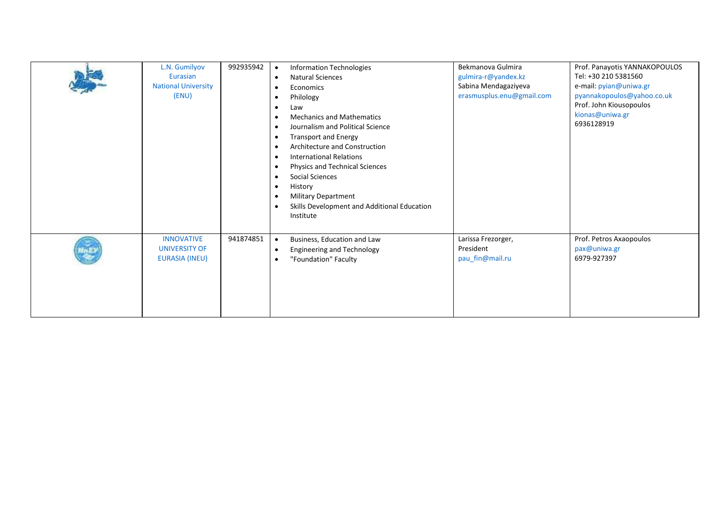| | | | | | |
|---|---|---|---|---|---|
| | L.N. Gumilyov Eurasian National University (ENU) | 992935942 | • Information Technologies<br>• Natural Sciences<br>• Economics<br>• Philology<br>• Law<br>• Mechanics and Mathematics<br>• Journalism and Political Science<br>• Transport and Energy<br>• Architecture and Construction<br>• International Relations<br>• Physics and Technical Sciences<br>• Social Sciences<br>• History<br>• Military Department<br>• Skills Development and Additional Education Institute | Bekmanova Gulmira<br>gulmira-r@yandex.kz<br>Sabina Mendagaziyeva<br>erasmusplus.enu@gmail.com | Prof. Panayotis YANNAKOPOULOS<br>Tel: +30 210 5381560<br>e-mail: pyian@uniwa.gr<br>pyannakopoulos@yahoo.co.uk<br>Prof. John Kiousopoulos<br>kionas@uniwa.gr<br>6936128919 |
| | INNOVATIVE UNIVERSITY OF EURASIA (INEU) | 941874851 | • Business, Education and Law<br>• Engineering and Technology<br>• "Foundation" Faculty | Larissa Frezorger,<br>President<br>pau_fin@mail.ru | Prof. Petros Axaopoulos<br>pax@uniwa.gr<br>6979-927397 |